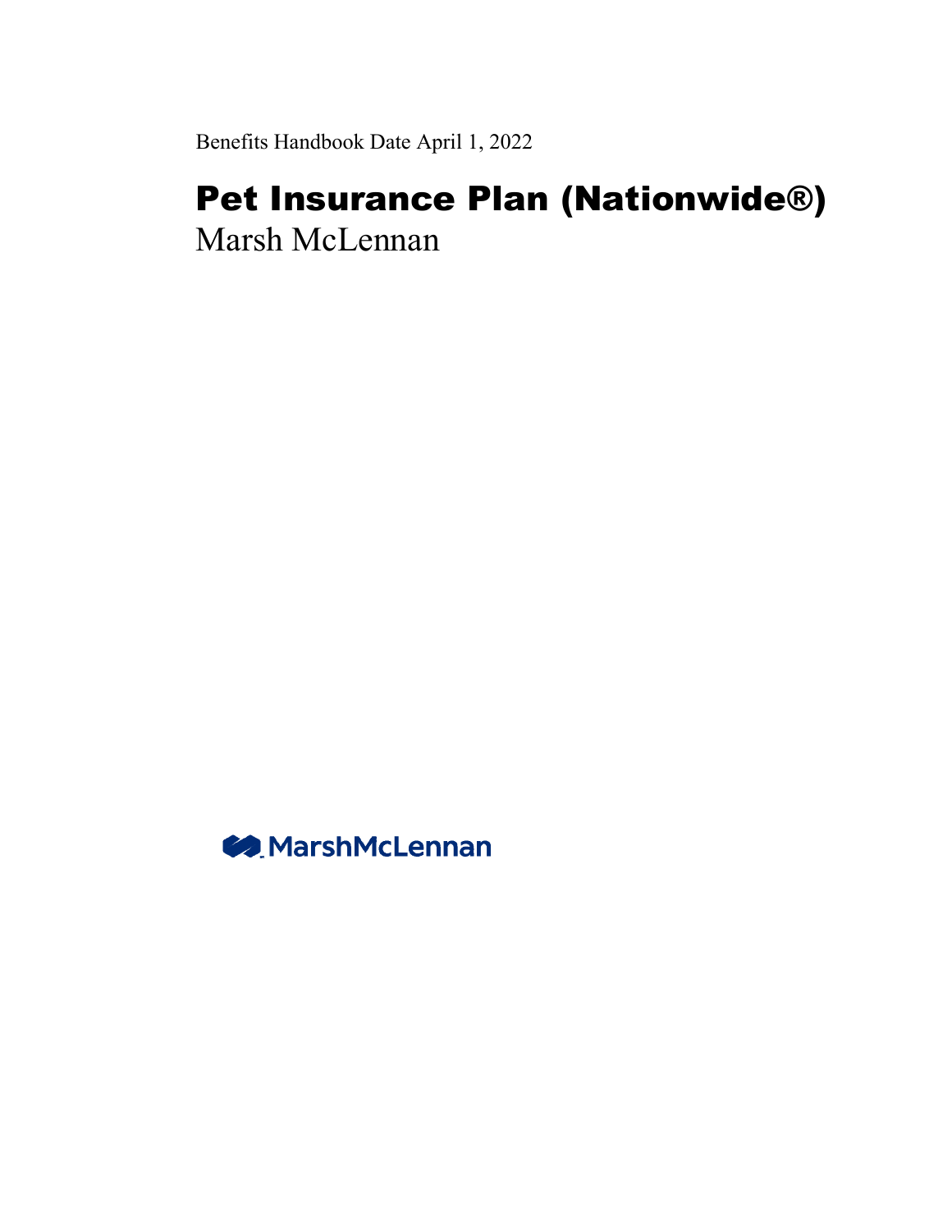Benefits Handbook Date April 1, 2022

# Pet Insurance Plan (Nationwide®)

Marsh McLennan

MarshMcLennan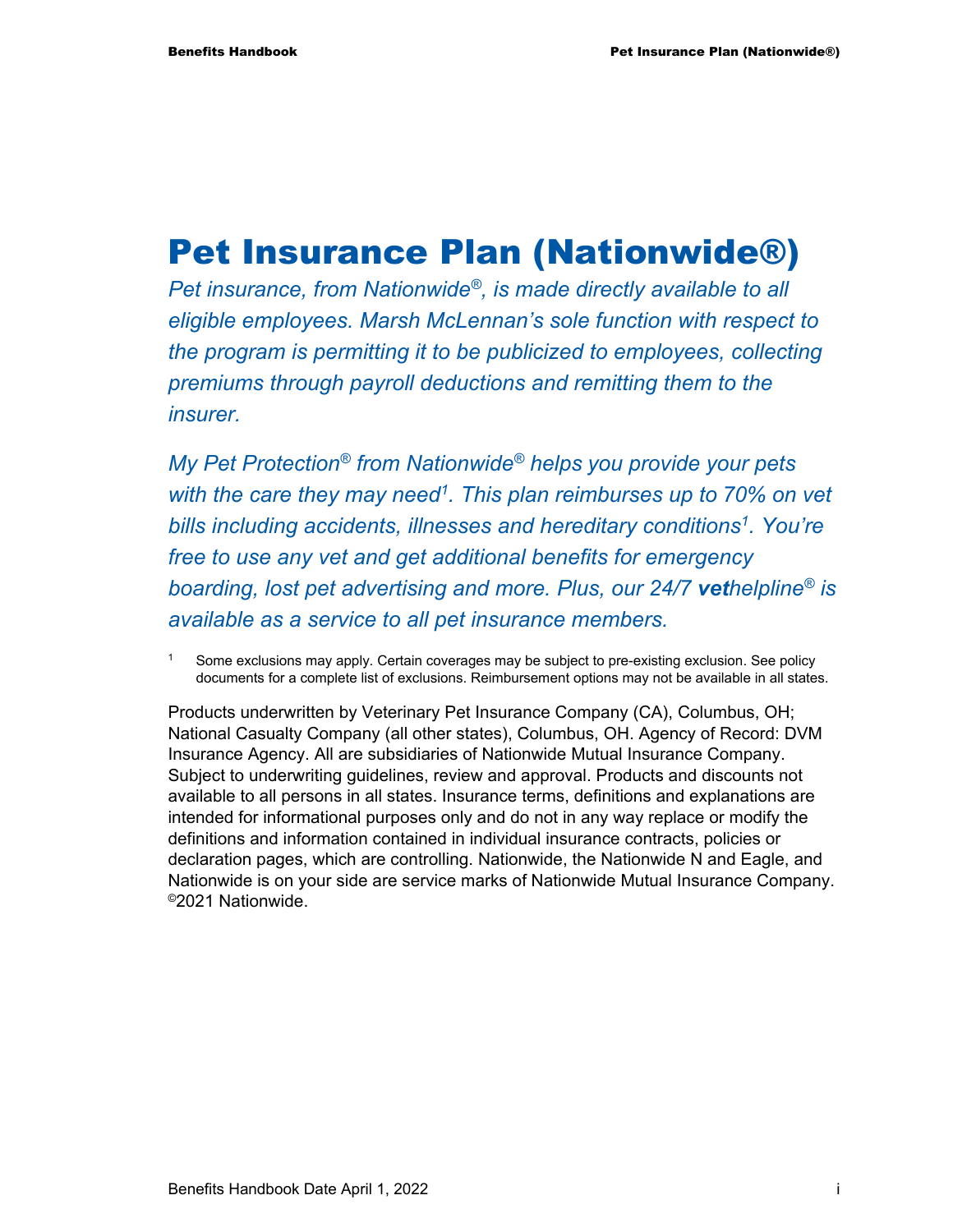# Pet Insurance Plan (Nationwide®)

*Pet insurance, from Nationwide®, is made directly available to all eligible employees. Marsh McLennan's sole function with respect to the program is permitting it to be publicized to employees, collecting premiums through payroll deductions and remitting them to the insurer.*

*My Pet Protection® from Nationwide® helps you provide your pets with the care they may need[1]. This plan reimburses up to 70% on vet bills including accidents, illnesses and hereditary conditions[1]. You're free to use any vet and get additional benefits for emergency boarding, lost pet advertising and more. Plus, our 24/7* ***vet****helpline® is available as a service to all pet insurance members.*

[1] Some exclusions may apply. Certain coverages may be subject to pre-existing exclusion. See policy documents for a complete list of exclusions. Reimbursement options may not be available in all states.

Products underwritten by Veterinary Pet Insurance Company (CA), Columbus, OH; National Casualty Company (all other states), Columbus, OH. Agency of Record: DVM Insurance Agency. All are subsidiaries of Nationwide Mutual Insurance Company. Subject to underwriting guidelines, review and approval. Products and discounts not available to all persons in all states. Insurance terms, definitions and explanations are intended for informational purposes only and do not in any way replace or modify the definitions and information contained in individual insurance contracts, policies or declaration pages, which are controlling. Nationwide, the Nationwide N and Eagle, and Nationwide is on your side are service marks of Nationwide Mutual Insurance Company. ©2021 Nationwide.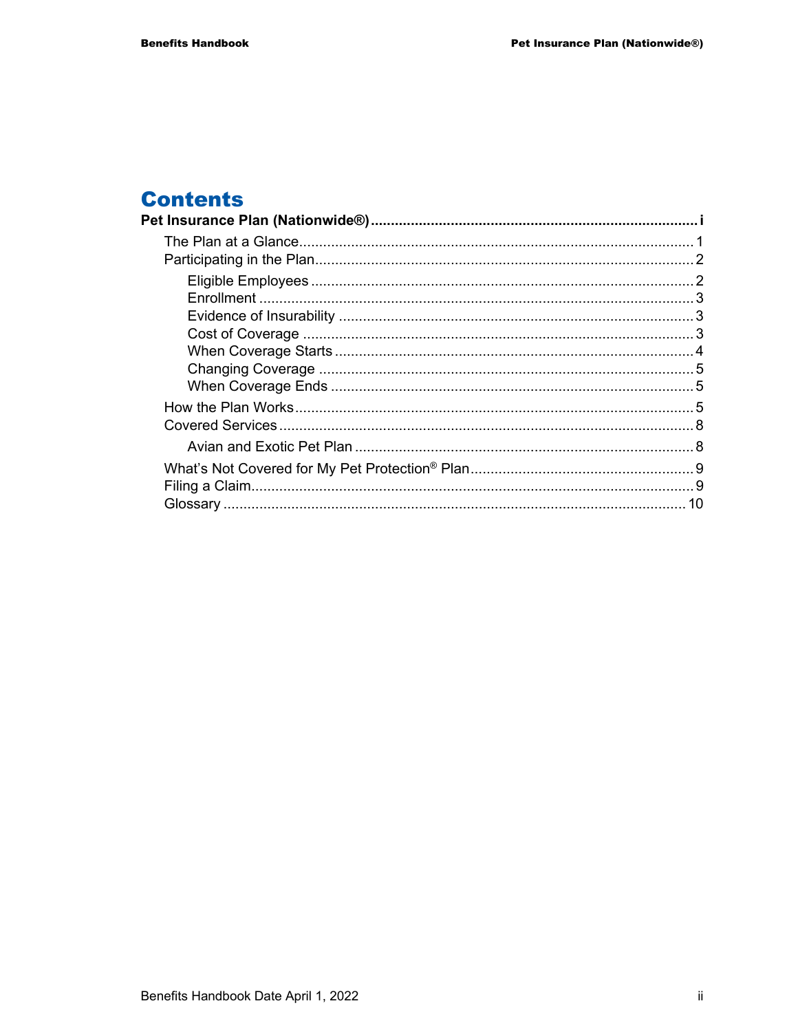# Contents

**Pet Insurance Plan (Nationwide®)** ..... i

- The Plan at a Glance ..... 1
- Participating in the Plan ..... 2
  - Eligible Employees ..... 2
  - Enrollment ..... 3
  - Evidence of Insurability ..... 3
  - Cost of Coverage ..... 3
  - When Coverage Starts ..... 4
  - Changing Coverage ..... 5
  - When Coverage Ends ..... 5
- How the Plan Works ..... 5
- Covered Services ..... 8
  - Avian and Exotic Pet Plan ..... 8
- What's Not Covered for My Pet Protection® Plan ..... 9
- Filing a Claim ..... 9
- Glossary ..... 10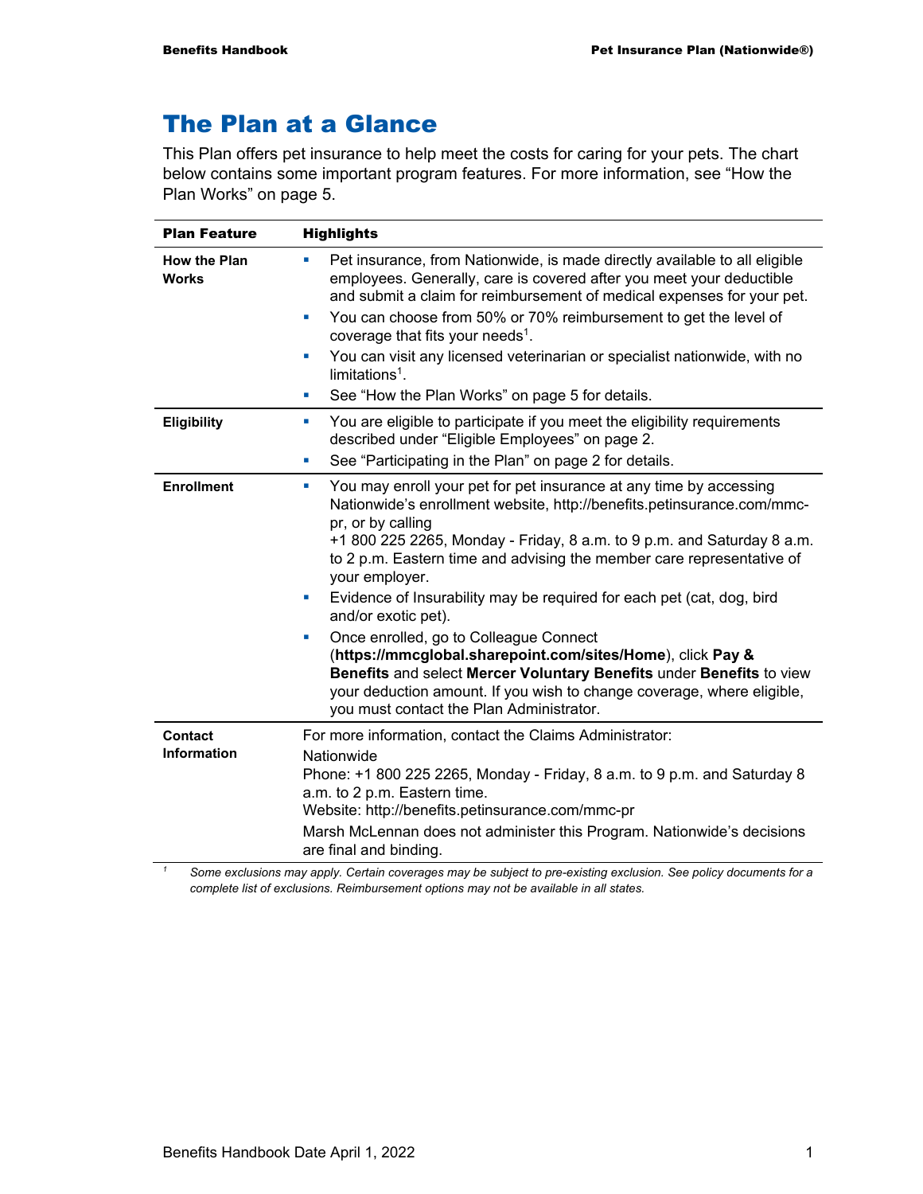# The Plan at a Glance

This Plan offers pet insurance to help meet the costs for caring for your pets. The chart below contains some important program features. For more information, see "How the Plan Works" on page 5.

| Plan Feature | Highlights |
|---|---|
| **How the Plan Works** | ▪ Pet insurance, from Nationwide, is made directly available to all eligible employees. Generally, care is covered after you meet your deductible and submit a claim for reimbursement of medical expenses for your pet.<br>▪ You can choose from 50% or 70% reimbursement to get the level of coverage that fits your needs[1].<br>▪ You can visit any licensed veterinarian or specialist nationwide, with no limitations[1].<br>▪ See "How the Plan Works" on page 5 for details. |
| **Eligibility** | ▪ You are eligible to participate if you meet the eligibility requirements described under "Eligible Employees" on page 2.<br>▪ See "Participating in the Plan" on page 2 for details. |
| **Enrollment** | ▪ You may enroll your pet for pet insurance at any time by accessing Nationwide's enrollment website, http://benefits.petinsurance.com/mmc-pr, or by calling +1 800 225 2265, Monday - Friday, 8 a.m. to 9 p.m. and Saturday 8 a.m. to 2 p.m. Eastern time and advising the member care representative of your employer.<br>▪ Evidence of Insurability may be required for each pet (cat, dog, bird and/or exotic pet).<br>▪ Once enrolled, go to Colleague Connect (**https://mmcglobal.sharepoint.com/sites/Home**), click **Pay & Benefits** and select **Mercer Voluntary Benefits** under **Benefits** to view your deduction amount. If you wish to change coverage, where eligible, you must contact the Plan Administrator. |
| **Contact Information** | For more information, contact the Claims Administrator:<br>Nationwide<br>Phone: +1 800 225 2265, Monday - Friday, 8 a.m. to 9 p.m. and Saturday 8 a.m. to 2 p.m. Eastern time.<br>Website: http://benefits.petinsurance.com/mmc-pr<br>Marsh McLennan does not administer this Program. Nationwide's decisions are final and binding. |

[1] *Some exclusions may apply. Certain coverages may be subject to pre-existing exclusion. See policy documents for a complete list of exclusions. Reimbursement options may not be available in all states.*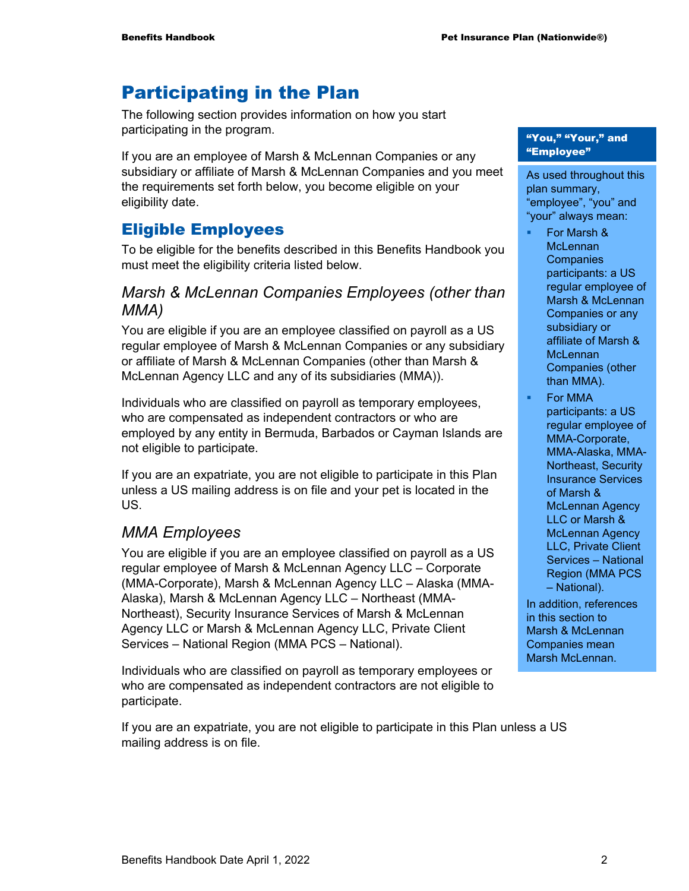# Participating in the Plan

The following section provides information on how you start participating in the program.

If you are an employee of Marsh & McLennan Companies or any subsidiary or affiliate of Marsh & McLennan Companies and you meet the requirements set forth below, you become eligible on your eligibility date.

> **"You," "Your," and "Employee"**
>
> As used throughout this plan summary, "employee", "you" and "your" always mean:
>
> - For Marsh & McLennan Companies participants: a US regular employee of Marsh & McLennan Companies or any subsidiary or affiliate of Marsh & McLennan Companies (other than MMA).
> - For MMA participants: a US regular employee of MMA-Corporate, MMA-Alaska, MMA-Northeast, Security Insurance Services of Marsh & McLennan Agency LLC or Marsh & McLennan Agency LLC, Private Client Services – National Region (MMA PCS – National).
>
> In addition, references in this section to Marsh & McLennan Companies mean Marsh McLennan.

## Eligible Employees

To be eligible for the benefits described in this Benefits Handbook you must meet the eligibility criteria listed below.

### *Marsh & McLennan Companies Employees (other than MMA)*

You are eligible if you are an employee classified on payroll as a US regular employee of Marsh & McLennan Companies or any subsidiary or affiliate of Marsh & McLennan Companies (other than Marsh & McLennan Agency LLC and any of its subsidiaries (MMA)).

Individuals who are classified on payroll as temporary employees, who are compensated as independent contractors or who are employed by any entity in Bermuda, Barbados or Cayman Islands are not eligible to participate.

If you are an expatriate, you are not eligible to participate in this Plan unless a US mailing address is on file and your pet is located in the US.

### *MMA Employees*

You are eligible if you are an employee classified on payroll as a US regular employee of Marsh & McLennan Agency LLC – Corporate (MMA-Corporate), Marsh & McLennan Agency LLC – Alaska (MMA-Alaska), Marsh & McLennan Agency LLC – Northeast (MMA-Northeast), Security Insurance Services of Marsh & McLennan Agency LLC or Marsh & McLennan Agency LLC, Private Client Services – National Region (MMA PCS – National).

Individuals who are classified on payroll as temporary employees or who are compensated as independent contractors are not eligible to participate.

If you are an expatriate, you are not eligible to participate in this Plan unless a US mailing address is on file.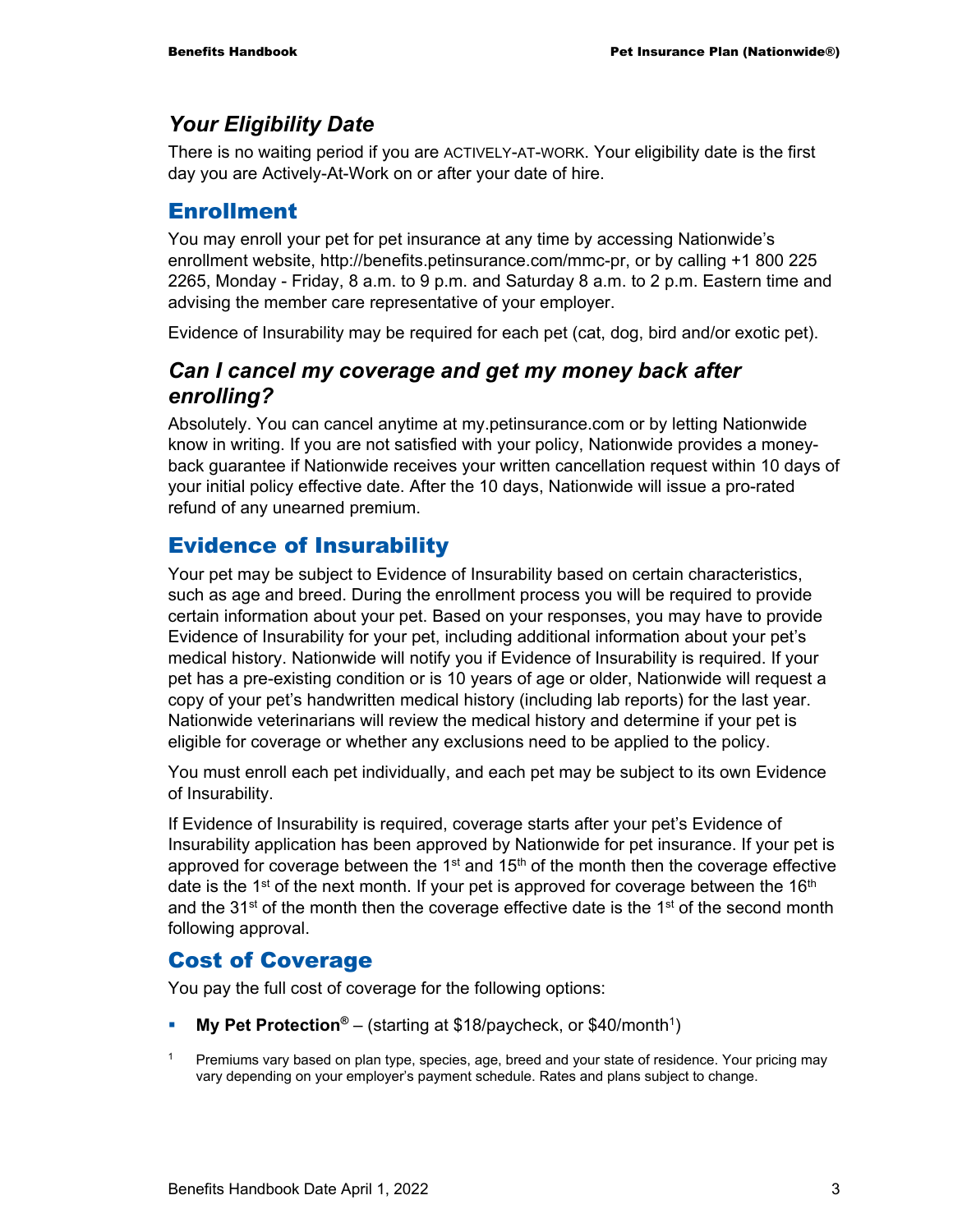### *Your Eligibility Date*

There is no waiting period if you are ACTIVELY-AT-WORK. Your eligibility date is the first day you are Actively-At-Work on or after your date of hire.

## Enrollment

You may enroll your pet for pet insurance at any time by accessing Nationwide's enrollment website, http://benefits.petinsurance.com/mmc-pr, or by calling +1 800 225 2265, Monday - Friday, 8 a.m. to 9 p.m. and Saturday 8 a.m. to 2 p.m. Eastern time and advising the member care representative of your employer.

Evidence of Insurability may be required for each pet (cat, dog, bird and/or exotic pet).

### *Can I cancel my coverage and get my money back after enrolling?*

Absolutely. You can cancel anytime at my.petinsurance.com or by letting Nationwide know in writing. If you are not satisfied with your policy, Nationwide provides a money-back guarantee if Nationwide receives your written cancellation request within 10 days of your initial policy effective date. After the 10 days, Nationwide will issue a pro-rated refund of any unearned premium.

## Evidence of Insurability

Your pet may be subject to Evidence of Insurability based on certain characteristics, such as age and breed. During the enrollment process you will be required to provide certain information about your pet. Based on your responses, you may have to provide Evidence of Insurability for your pet, including additional information about your pet's medical history. Nationwide will notify you if Evidence of Insurability is required. If your pet has a pre-existing condition or is 10 years of age or older, Nationwide will request a copy of your pet's handwritten medical history (including lab reports) for the last year. Nationwide veterinarians will review the medical history and determine if your pet is eligible for coverage or whether any exclusions need to be applied to the policy.

You must enroll each pet individually, and each pet may be subject to its own Evidence of Insurability.

If Evidence of Insurability is required, coverage starts after your pet's Evidence of Insurability application has been approved by Nationwide for pet insurance. If your pet is approved for coverage between the 1st and 15th of the month then the coverage effective date is the 1st of the next month. If your pet is approved for coverage between the 16th and the 31st of the month then the coverage effective date is the 1st of the second month following approval.

## Cost of Coverage

You pay the full cost of coverage for the following options:

- **My Pet Protection®** – (starting at $18/paycheck, or $40/month[1])

[1] Premiums vary based on plan type, species, age, breed and your state of residence. Your pricing may vary depending on your employer's payment schedule. Rates and plans subject to change.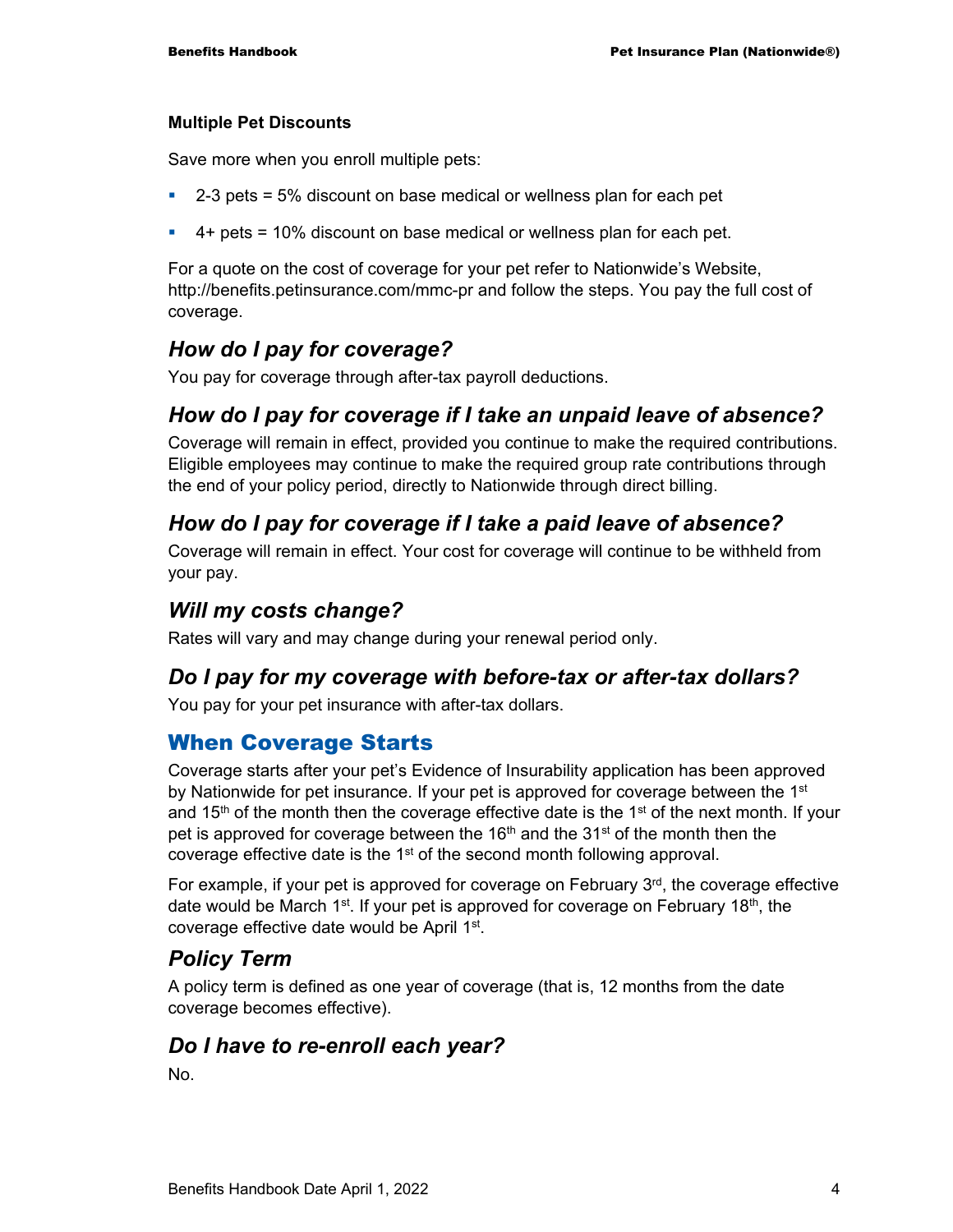#### Multiple Pet Discounts

Save more when you enroll multiple pets:

- 2-3 pets = 5% discount on base medical or wellness plan for each pet
- 4+ pets = 10% discount on base medical or wellness plan for each pet.

For a quote on the cost of coverage for your pet refer to Nationwide's Website, http://benefits.petinsurance.com/mmc-pr and follow the steps. You pay the full cost of coverage.

### *How do I pay for coverage?*

You pay for coverage through after-tax payroll deductions.

### *How do I pay for coverage if I take an unpaid leave of absence?*

Coverage will remain in effect, provided you continue to make the required contributions. Eligible employees may continue to make the required group rate contributions through the end of your policy period, directly to Nationwide through direct billing.

### *How do I pay for coverage if I take a paid leave of absence?*

Coverage will remain in effect. Your cost for coverage will continue to be withheld from your pay.

### *Will my costs change?*

Rates will vary and may change during your renewal period only.

### *Do I pay for my coverage with before-tax or after-tax dollars?*

You pay for your pet insurance with after-tax dollars.

## When Coverage Starts

Coverage starts after your pet's Evidence of Insurability application has been approved by Nationwide for pet insurance. If your pet is approved for coverage between the 1st and 15th of the month then the coverage effective date is the 1st of the next month. If your pet is approved for coverage between the 16th and the 31st of the month then the coverage effective date is the 1st of the second month following approval.

For example, if your pet is approved for coverage on February 3rd, the coverage effective date would be March 1st. If your pet is approved for coverage on February 18th, the coverage effective date would be April 1st.

### *Policy Term*

A policy term is defined as one year of coverage (that is, 12 months from the date coverage becomes effective).

### *Do I have to re-enroll each year?*

No.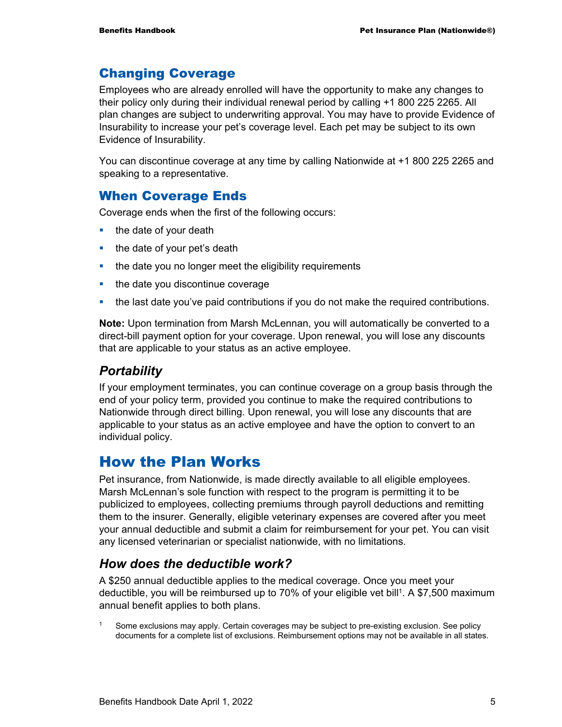## Changing Coverage

Employees who are already enrolled will have the opportunity to make any changes to their policy only during their individual renewal period by calling +1 800 225 2265. All plan changes are subject to underwriting approval. You may have to provide Evidence of Insurability to increase your pet's coverage level. Each pet may be subject to its own Evidence of Insurability.

You can discontinue coverage at any time by calling Nationwide at +1 800 225 2265 and speaking to a representative.

## When Coverage Ends

Coverage ends when the first of the following occurs:

- the date of your death
- the date of your pet's death
- the date you no longer meet the eligibility requirements
- the date you discontinue coverage
- the last date you've paid contributions if you do not make the required contributions.

**Note:** Upon termination from Marsh McLennan, you will automatically be converted to a direct-bill payment option for your coverage. Upon renewal, you will lose any discounts that are applicable to your status as an active employee.

### *Portability*

If your employment terminates, you can continue coverage on a group basis through the end of your policy term, provided you continue to make the required contributions to Nationwide through direct billing. Upon renewal, you will lose any discounts that are applicable to your status as an active employee and have the option to convert to an individual policy.

# How the Plan Works

Pet insurance, from Nationwide, is made directly available to all eligible employees. Marsh McLennan's sole function with respect to the program is permitting it to be publicized to employees, collecting premiums through payroll deductions and remitting them to the insurer. Generally, eligible veterinary expenses are covered after you meet your annual deductible and submit a claim for reimbursement for your pet. You can visit any licensed veterinarian or specialist nationwide, with no limitations.

### *How does the deductible work?*

A $250 annual deductible applies to the medical coverage. Once you meet your deductible, you will be reimbursed up to 70% of your eligible vet bill[1]. A $7,500 maximum annual benefit applies to both plans.

[1] Some exclusions may apply. Certain coverages may be subject to pre-existing exclusion. See policy documents for a complete list of exclusions. Reimbursement options may not be available in all states.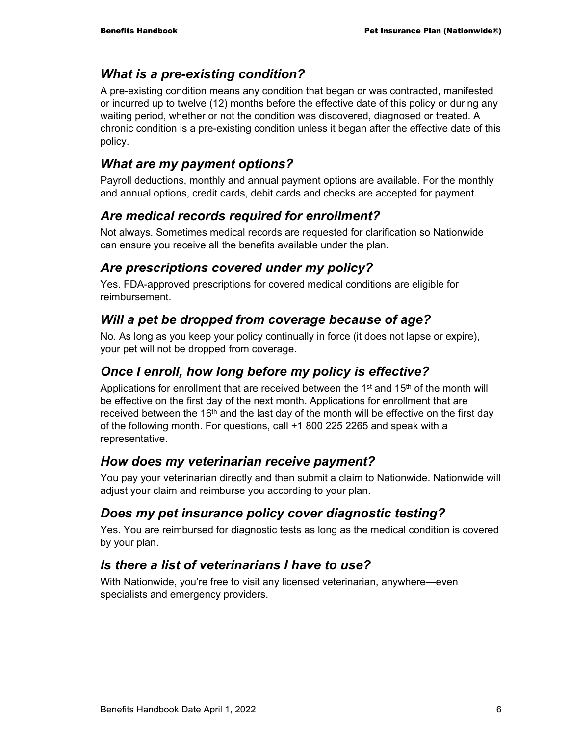### *What is a pre-existing condition?*

A pre-existing condition means any condition that began or was contracted, manifested or incurred up to twelve (12) months before the effective date of this policy or during any waiting period, whether or not the condition was discovered, diagnosed or treated. A chronic condition is a pre-existing condition unless it began after the effective date of this policy.

### *What are my payment options?*

Payroll deductions, monthly and annual payment options are available. For the monthly and annual options, credit cards, debit cards and checks are accepted for payment.

### *Are medical records required for enrollment?*

Not always. Sometimes medical records are requested for clarification so Nationwide can ensure you receive all the benefits available under the plan.

### *Are prescriptions covered under my policy?*

Yes. FDA-approved prescriptions for covered medical conditions are eligible for reimbursement.

### *Will a pet be dropped from coverage because of age?*

No. As long as you keep your policy continually in force (it does not lapse or expire), your pet will not be dropped from coverage.

### *Once I enroll, how long before my policy is effective?*

Applications for enrollment that are received between the 1st and 15th of the month will be effective on the first day of the next month. Applications for enrollment that are received between the 16th and the last day of the month will be effective on the first day of the following month. For questions, call +1 800 225 2265 and speak with a representative.

### *How does my veterinarian receive payment?*

You pay your veterinarian directly and then submit a claim to Nationwide. Nationwide will adjust your claim and reimburse you according to your plan.

### *Does my pet insurance policy cover diagnostic testing?*

Yes. You are reimbursed for diagnostic tests as long as the medical condition is covered by your plan.

### *Is there a list of veterinarians I have to use?*

With Nationwide, you're free to visit any licensed veterinarian, anywhere—even specialists and emergency providers.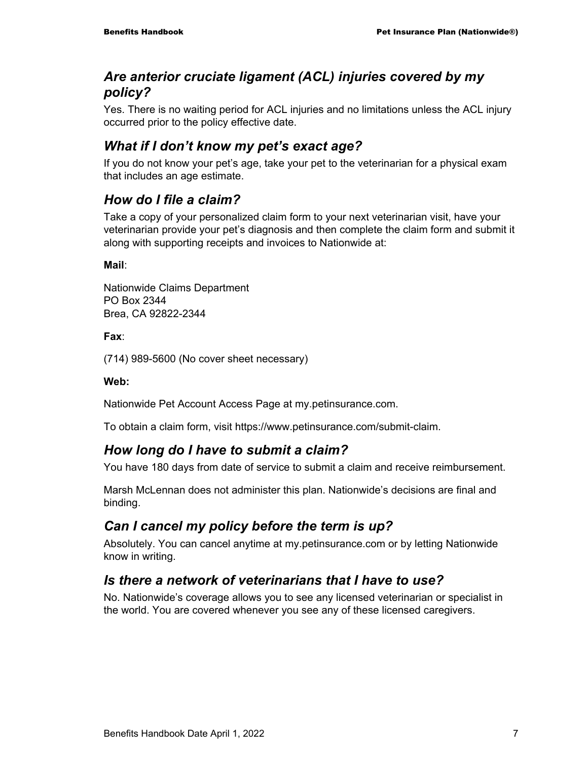### *Are anterior cruciate ligament (ACL) injuries covered by my policy?*

Yes. There is no waiting period for ACL injuries and no limitations unless the ACL injury occurred prior to the policy effective date.

### *What if I don't know my pet's exact age?*

If you do not know your pet's age, take your pet to the veterinarian for a physical exam that includes an age estimate.

### *How do I file a claim?*

Take a copy of your personalized claim form to your next veterinarian visit, have your veterinarian provide your pet's diagnosis and then complete the claim form and submit it along with supporting receipts and invoices to Nationwide at:

**Mail**:

Nationwide Claims Department
PO Box 2344
Brea, CA 92822-2344

**Fax**:

(714) 989-5600 (No cover sheet necessary)

**Web:**

Nationwide Pet Account Access Page at my.petinsurance.com.

To obtain a claim form, visit https://www.petinsurance.com/submit-claim.

### *How long do I have to submit a claim?*

You have 180 days from date of service to submit a claim and receive reimbursement.

Marsh McLennan does not administer this plan. Nationwide's decisions are final and binding.

### *Can I cancel my policy before the term is up?*

Absolutely. You can cancel anytime at my.petinsurance.com or by letting Nationwide know in writing.

### *Is there a network of veterinarians that I have to use?*

No. Nationwide's coverage allows you to see any licensed veterinarian or specialist in the world. You are covered whenever you see any of these licensed caregivers.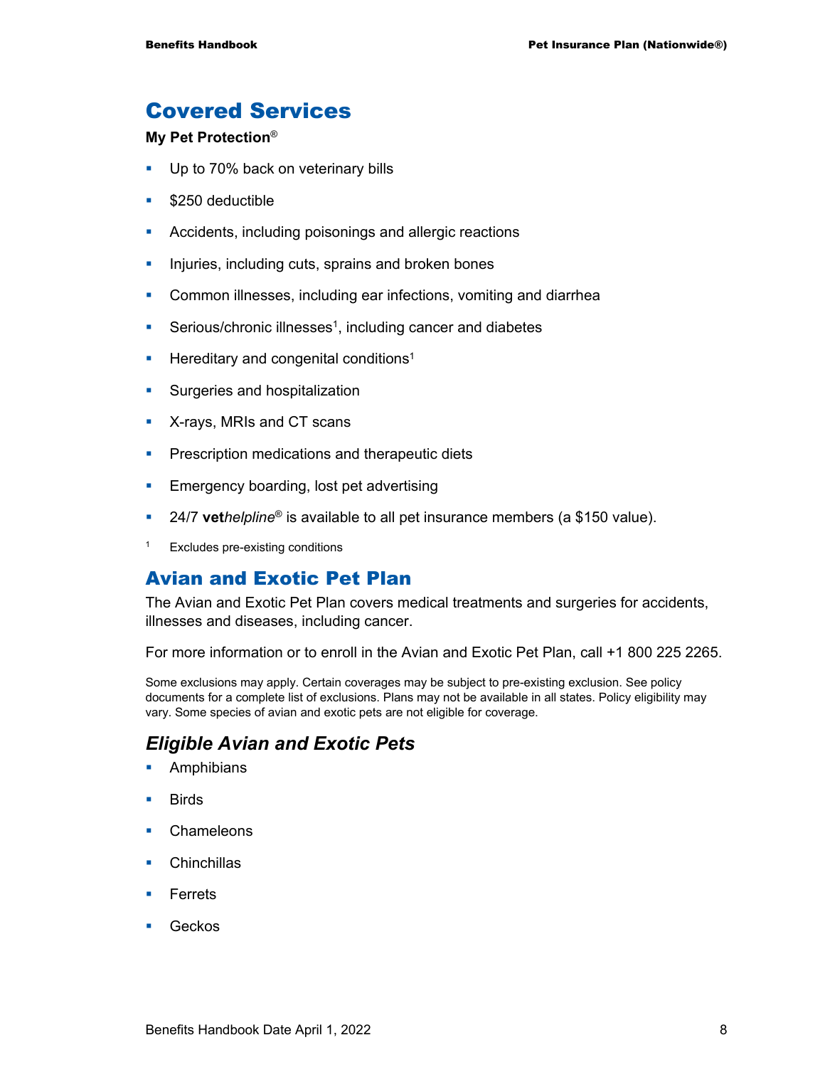## Covered Services

**My Pet Protection®**

- Up to 70% back on veterinary bills
- $250 deductible
- Accidents, including poisonings and allergic reactions
- Injuries, including cuts, sprains and broken bones
- Common illnesses, including ear infections, vomiting and diarrhea
- Serious/chronic illnesses[1], including cancer and diabetes
- Hereditary and congenital conditions[1]
- Surgeries and hospitalization
- X-rays, MRIs and CT scans
- Prescription medications and therapeutic diets
- Emergency boarding, lost pet advertising
- 24/7 **vet***helpline*® is available to all pet insurance members (a $150 value).

[1] Excludes pre-existing conditions

## Avian and Exotic Pet Plan

The Avian and Exotic Pet Plan covers medical treatments and surgeries for accidents, illnesses and diseases, including cancer.

For more information or to enroll in the Avian and Exotic Pet Plan, call +1 800 225 2265.

Some exclusions may apply. Certain coverages may be subject to pre-existing exclusion. See policy documents for a complete list of exclusions. Plans may not be available in all states. Policy eligibility may vary. Some species of avian and exotic pets are not eligible for coverage.

### *Eligible Avian and Exotic Pets*

- Amphibians
- Birds
- Chameleons
- Chinchillas
- Ferrets
- Geckos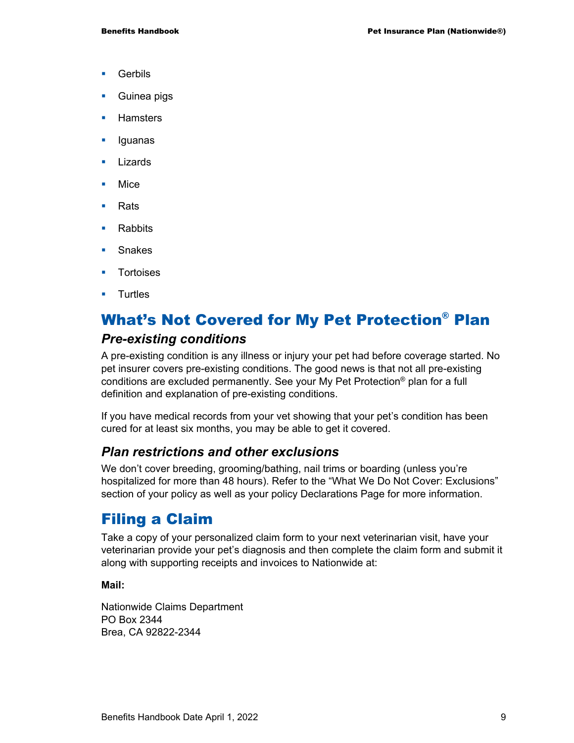- Gerbils
- Guinea pigs
- Hamsters
- Iguanas
- Lizards
- Mice
- Rats
- Rabbits
- Snakes
- Tortoises
- Turtles

## What's Not Covered for My Pet Protection® Plan

### *Pre-existing conditions*

A pre-existing condition is any illness or injury your pet had before coverage started. No pet insurer covers pre-existing conditions. The good news is that not all pre-existing conditions are excluded permanently. See your My Pet Protection® plan for a full definition and explanation of pre-existing conditions.

If you have medical records from your vet showing that your pet's condition has been cured for at least six months, you may be able to get it covered.

### *Plan restrictions and other exclusions*

We don't cover breeding, grooming/bathing, nail trims or boarding (unless you're hospitalized for more than 48 hours). Refer to the "What We Do Not Cover: Exclusions" section of your policy as well as your policy Declarations Page for more information.

## Filing a Claim

Take a copy of your personalized claim form to your next veterinarian visit, have your veterinarian provide your pet's diagnosis and then complete the claim form and submit it along with supporting receipts and invoices to Nationwide at:

**Mail:**

Nationwide Claims Department
PO Box 2344
Brea, CA 92822-2344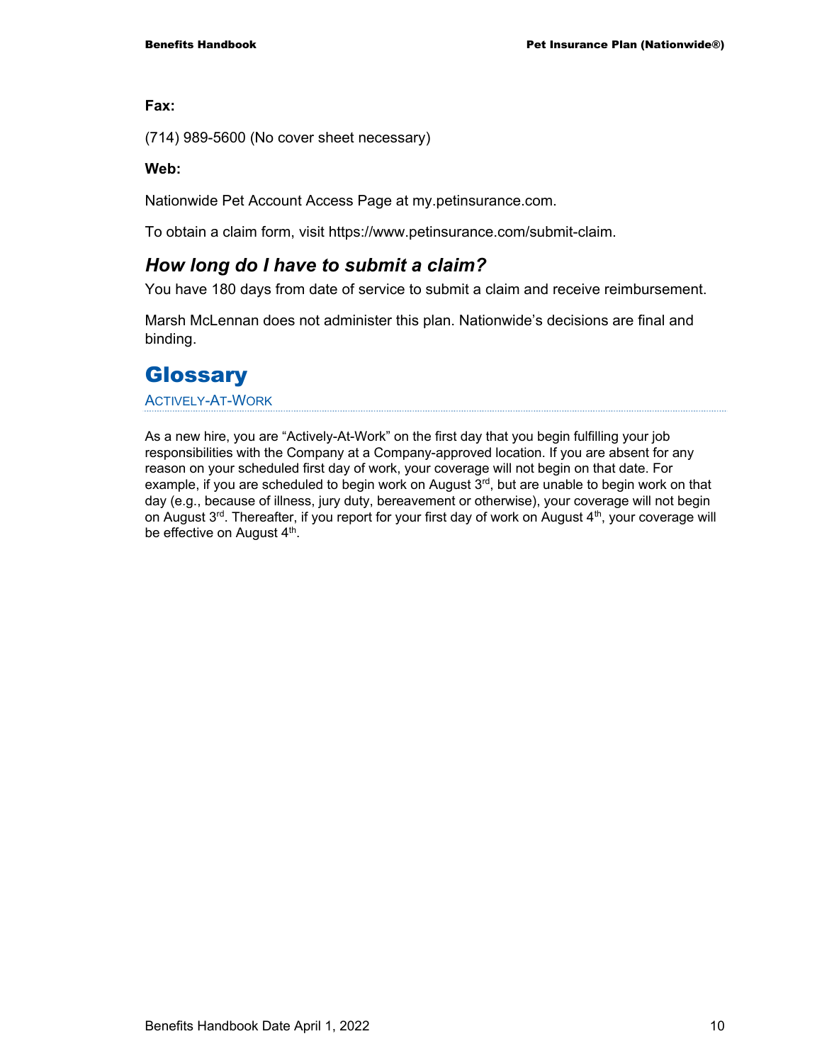**Fax:**

(714) 989-5600 (No cover sheet necessary)

**Web:**

Nationwide Pet Account Access Page at my.petinsurance.com.

To obtain a claim form, visit https://www.petinsurance.com/submit-claim.

## *How long do I have to submit a claim?*

You have 180 days from date of service to submit a claim and receive reimbursement.

Marsh McLennan does not administer this plan. Nationwide's decisions are final and binding.

# Glossary

### Actively-At-Work

As a new hire, you are "Actively-At-Work" on the first day that you begin fulfilling your job responsibilities with the Company at a Company-approved location. If you are absent for any reason on your scheduled first day of work, your coverage will not begin on that date. For example, if you are scheduled to begin work on August 3rd, but are unable to begin work on that day (e.g., because of illness, jury duty, bereavement or otherwise), your coverage will not begin on August 3rd. Thereafter, if you report for your first day of work on August 4th, your coverage will be effective on August 4th.